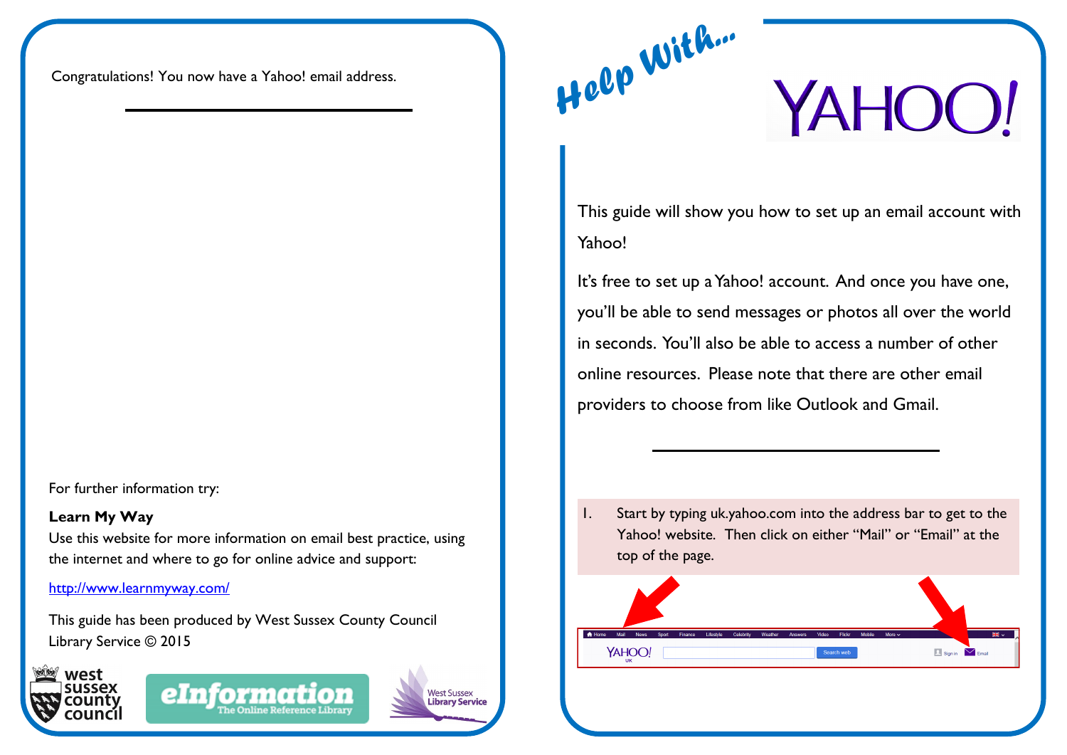Congratulations! You now have a Yahoo! email address.

For further information try:

**Learn My Way**

Use this website for more information on email best practice, using the internet and where to go for online advice and support:

http://www.learnmyway.com/

This guide has been produced by West Sussex County Council Library Service © 2015

# Help With... YAHOO!

This guide will show you how to set up an email account with Yahoo!

It's free to set up a Yahoo! account. And once you have one, you'll be able to send messages or photos all over the world in seconds. You'll also be able to access a number of other online resources. Please note that there are other email providers to choose from like Outlook and Gmail.

1. Start by typing uk.yahoo.com into the address bar to get to the Yahoo! website. Then click on either "Mail" or "Email" at the top of the page.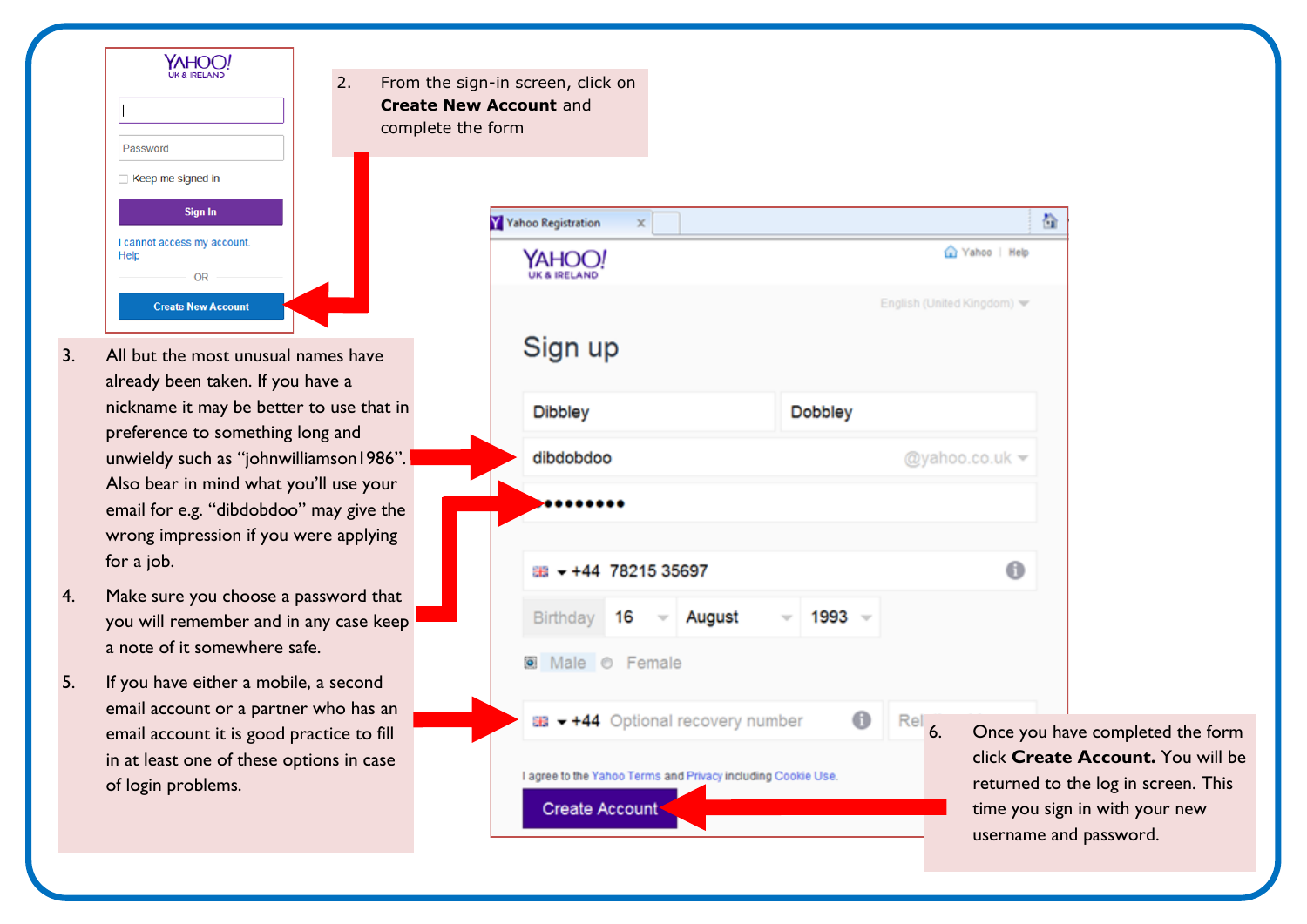2. From the sign-in screen, click on **Create New Account** and complete the form

3. All but the most unusual names have already been taken. If you have a nickname it may be better to use that in preference to something long and unwieldy such as “johnwilliamson1986”. Also bear in mind what you’ll use your email for e.g. “dibdobdoo” may give the wrong impression if you were applying for a job.

4. Make sure you choose a password that you will remember and in any case keep a note of it somewhere safe.

5. If you have either a mobile, a second email account or a partner who has an email account it is good practice to fill in at least one of these options in case of login problems.

6. Once you have completed the form click **Create Account.** You will be returned to the log in screen. This time you sign in with your new username and password.